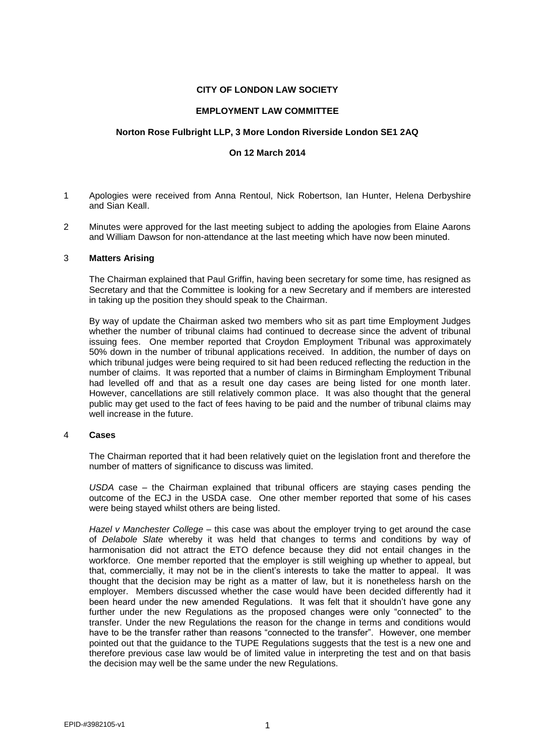**CITY OF LONDON LAW SOCIETY**

**EMPLOYMENT LAW COMMITTEE**

**Norton Rose Fulbright LLP, 3 More London Riverside London SE1 2AQ**

**On 12 March 2014**

1 Apologies were received from Anna Rentoul, Nick Robertson, Ian Hunter, Helena Derbyshire and Sian Keall.

2 Minutes were approved for the last meeting subject to adding the apologies from Elaine Aarons and William Dawson for non-attendance at the last meeting which have now been minuted.

3 **Matters Arising**

The Chairman explained that Paul Griffin, having been secretary for some time, has resigned as Secretary and that the Committee is looking for a new Secretary and if members are interested in taking up the position they should speak to the Chairman.

By way of update the Chairman asked two members who sit as part time Employment Judges whether the number of tribunal claims had continued to decrease since the advent of tribunal issuing fees. One member reported that Croydon Employment Tribunal was approximately 50% down in the number of tribunal applications received. In addition, the number of days on which tribunal judges were being required to sit had been reduced reflecting the reduction in the number of claims. It was reported that a number of claims in Birmingham Employment Tribunal had levelled off and that as a result one day cases are being listed for one month later. However, cancellations are still relatively common place. It was also thought that the general public may get used to the fact of fees having to be paid and the number of tribunal claims may well increase in the future.

4 **Cases**

The Chairman reported that it had been relatively quiet on the legislation front and therefore the number of matters of significance to discuss was limited.

*USDA* case – the Chairman explained that tribunal officers are staying cases pending the outcome of the ECJ in the USDA case. One other member reported that some of his cases were being stayed whilst others are being listed.

*Hazel v Manchester College* – this case was about the employer trying to get around the case of *Delabole Slate* whereby it was held that changes to terms and conditions by way of harmonisation did not attract the ETO defence because they did not entail changes in the workforce. One member reported that the employer is still weighing up whether to appeal, but that, commercially, it may not be in the client's interests to take the matter to appeal. It was thought that the decision may be right as a matter of law, but it is nonetheless harsh on the employer. Members discussed whether the case would have been decided differently had it been heard under the new amended Regulations. It was felt that it shouldn't have gone any further under the new Regulations as the proposed changes were only "connected" to the transfer. Under the new Regulations the reason for the change in terms and conditions would have to be the transfer rather than reasons "connected to the transfer". However, one member pointed out that the guidance to the TUPE Regulations suggests that the test is a new one and therefore previous case law would be of limited value in interpreting the test and on that basis the decision may well be the same under the new Regulations.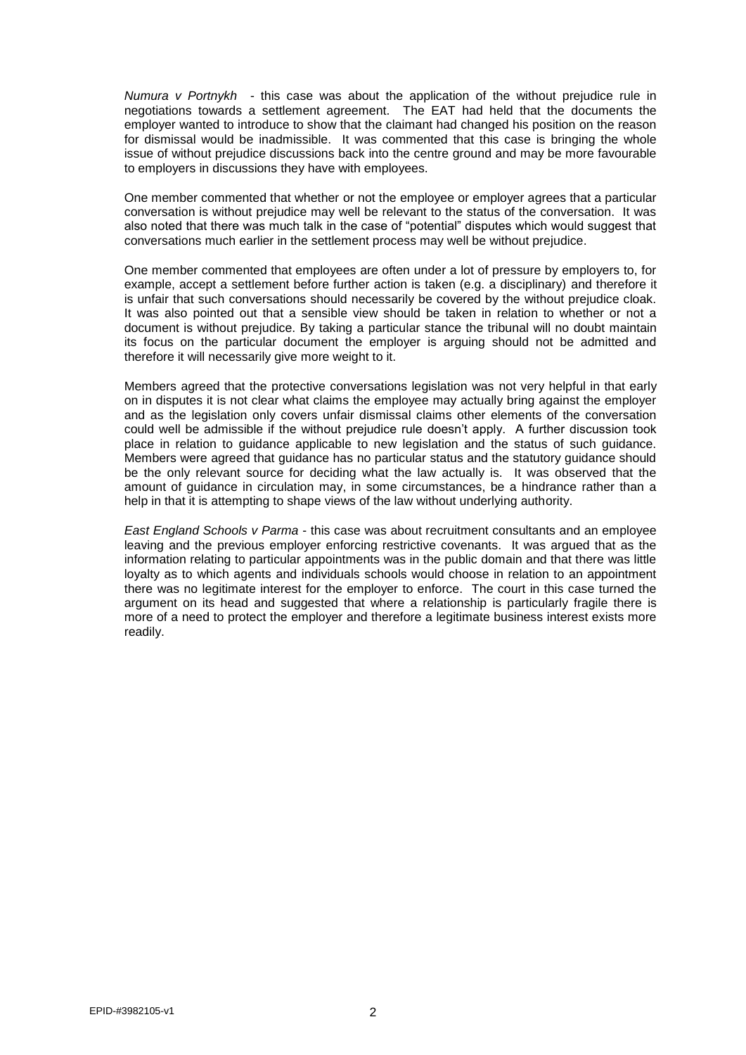*Numura v Portnykh* - this case was about the application of the without prejudice rule in negotiations towards a settlement agreement. The EAT had held that the documents the employer wanted to introduce to show that the claimant had changed his position on the reason for dismissal would be inadmissible. It was commented that this case is bringing the whole issue of without prejudice discussions back into the centre ground and may be more favourable to employers in discussions they have with employees.

One member commented that whether or not the employee or employer agrees that a particular conversation is without prejudice may well be relevant to the status of the conversation. It was also noted that there was much talk in the case of "potential" disputes which would suggest that conversations much earlier in the settlement process may well be without prejudice.

One member commented that employees are often under a lot of pressure by employers to, for example, accept a settlement before further action is taken (e.g. a disciplinary) and therefore it is unfair that such conversations should necessarily be covered by the without prejudice cloak. It was also pointed out that a sensible view should be taken in relation to whether or not a document is without prejudice. By taking a particular stance the tribunal will no doubt maintain its focus on the particular document the employer is arguing should not be admitted and therefore it will necessarily give more weight to it.

Members agreed that the protective conversations legislation was not very helpful in that early on in disputes it is not clear what claims the employee may actually bring against the employer and as the legislation only covers unfair dismissal claims other elements of the conversation could well be admissible if the without prejudice rule doesn't apply. A further discussion took place in relation to guidance applicable to new legislation and the status of such guidance. Members were agreed that guidance has no particular status and the statutory guidance should be the only relevant source for deciding what the law actually is. It was observed that the amount of guidance in circulation may, in some circumstances, be a hindrance rather than a help in that it is attempting to shape views of the law without underlying authority.

*East England Schools v Parma* - this case was about recruitment consultants and an employee leaving and the previous employer enforcing restrictive covenants. It was argued that as the information relating to particular appointments was in the public domain and that there was little loyalty as to which agents and individuals schools would choose in relation to an appointment there was no legitimate interest for the employer to enforce. The court in this case turned the argument on its head and suggested that where a relationship is particularly fragile there is more of a need to protect the employer and therefore a legitimate business interest exists more readily.